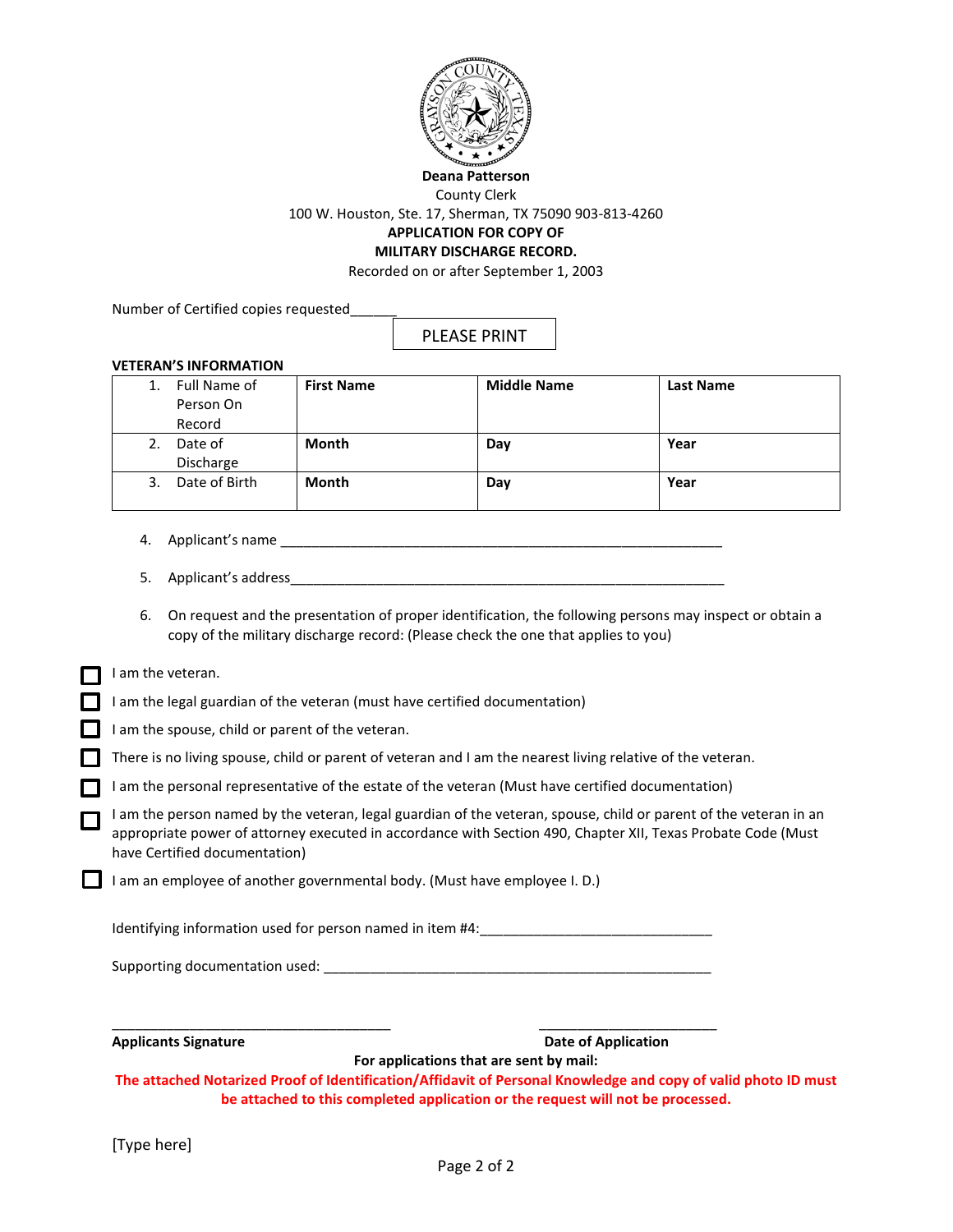**Deana Patterson**

County Clerk

100 W. Houston, Ste. 17, Sherman, TX 75090 903-813-4260

**APPLICATION FOR COPY OF**

**MILITARY DISCHARGE RECORD.**

Recorded on or after September 1, 2003

Number of Certified copies requested______

PLEASE PRINT

**VETERAN'S INFORMATION**

| | | | |
|---|---|---|---|
| 1. Full Name of Person On Record | **First Name** | **Middle Name** | **Last Name** |
| 2. Date of Discharge | **Month** | **Day** | **Year** |
| 3. Date of Birth | **Month** | **Day** | **Year** |

4. Applicant's name ____________________________________________________________

5. Applicant's address___________________________________________________________

6. On request and the presentation of proper identification, the following persons may inspect or obtain a copy of the military discharge record: (Please check the one that applies to you)

☐ I am the veteran.

☐ I am the legal guardian of the veteran (must have certified documentation)

☐ I am the spouse, child or parent of the veteran.

☐ There is no living spouse, child or parent of veteran and I am the nearest living relative of the veteran.

☐ I am the personal representative of the estate of the veteran (Must have certified documentation)

☐ I am the person named by the veteran, legal guardian of the veteran, spouse, child or parent of the veteran in an appropriate power of attorney executed in accordance with Section 490, Chapter XII, Texas Probate Code (Must have Certified documentation)

☐ I am an employee of another governmental body. (Must have employee I. D.)

Identifying information used for person named in item #4:_______________________________

Supporting documentation used: ____________________________________________________

______________________________________ ________________________

**Applicants Signature** **Date of Application**

**For applications that are sent by mail:**

**The attached Notarized Proof of Identification/Affidavit of Personal Knowledge and copy of valid photo ID must be attached to this completed application or the request will not be processed.**

[Type here]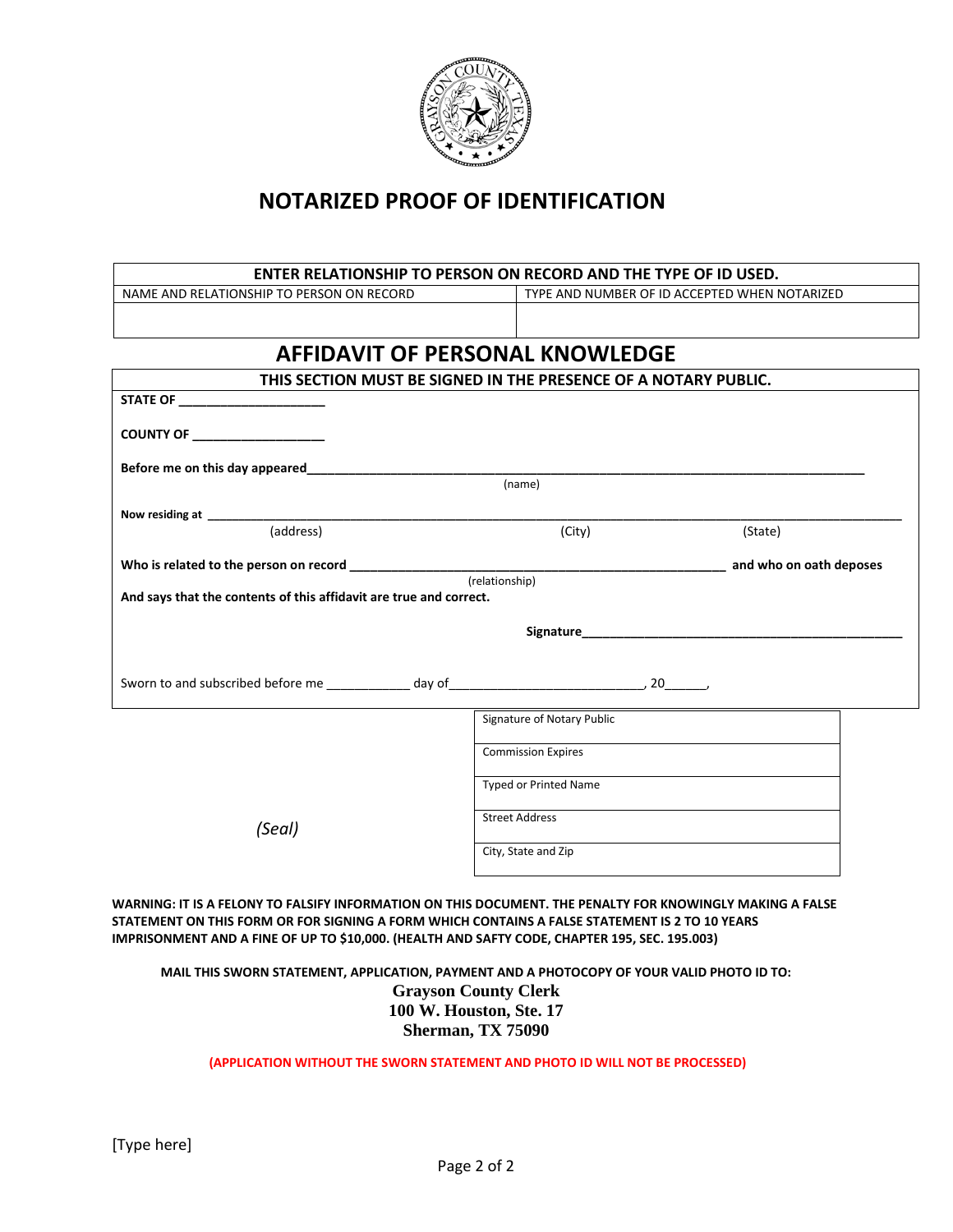# NOTARIZED PROOF OF IDENTIFICATION

| ENTER RELATIONSHIP TO PERSON ON RECORD AND THE TYPE OF ID USED. | |
|---|---|
| NAME AND RELATIONSHIP TO PERSON ON RECORD | TYPE AND NUMBER OF ID ACCEPTED WHEN NOTARIZED |
| | |

## AFFIDAVIT OF PERSONAL KNOWLEDGE

**THIS SECTION MUST BE SIGNED IN THE PRESENCE OF A NOTARY PUBLIC.**

**STATE OF** ____________________

**COUNTY OF** ___________________

**Before me on this day appeared**_______________________________________________
(name)

**Now residing at** ___________________________________________________________
(address) (City) (State)

**Who is related to the person on record** ___________________________________ **and who on oath deposes**
(relationship)

**And says that the contents of this affidavit are true and correct.**

**Signature**______________________________________________

Sworn to and subscribed before me ___________ day of___________________________, 20______,

| | |
|---|---|
| | Signature of Notary Public |
| | Commission Expires |
| | Typed or Printed Name |
| *(Seal)* | Street Address |
| | City, State and Zip |

**WARNING: IT IS A FELONY TO FALSIFY INFORMATION ON THIS DOCUMENT. THE PENALTY FOR KNOWINGLY MAKING A FALSE STATEMENT ON THIS FORM OR FOR SIGNING A FORM WHICH CONTAINS A FALSE STATEMENT IS 2 TO 10 YEARS IMPRISONMENT AND A FINE OF UP TO $10,000. (HEALTH AND SAFTY CODE, CHAPTER 195, SEC. 195.003)**

**MAIL THIS SWORN STATEMENT, APPLICATION, PAYMENT AND A PHOTOCOPY OF YOUR VALID PHOTO ID TO:**

**Grayson County Clerk**
**100 W. Houston, Ste. 17**
**Sherman, TX 75090**

**(APPLICATION WITHOUT THE SWORN STATEMENT AND PHOTO ID WILL NOT BE PROCESSED)**

[Type here]